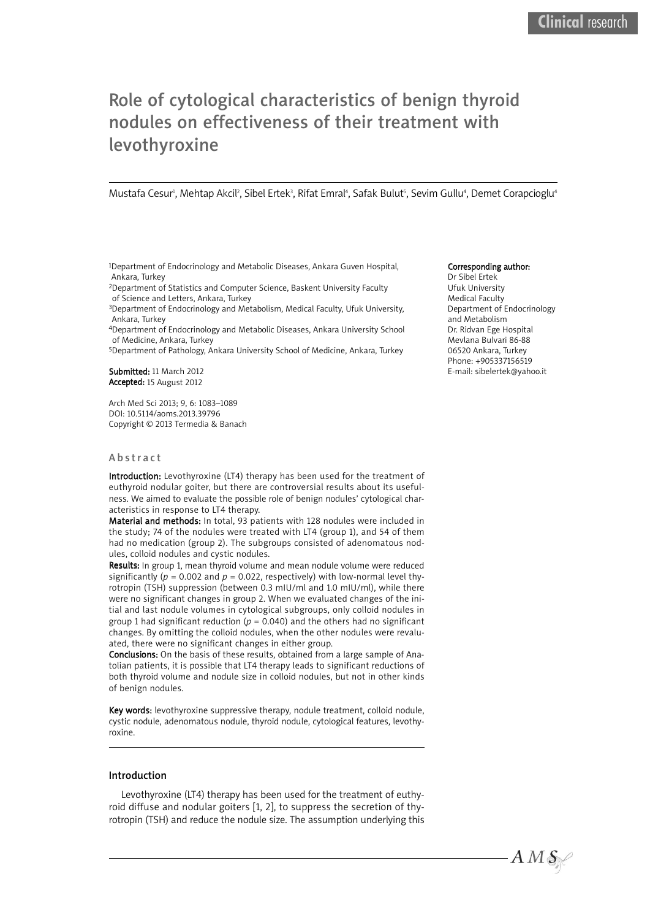Clinical research

# Role of cytological characteristics of benign thyroid nodules on effectiveness of their treatment with levothyroxine

Mustafa Cesur[1], Mehtap Akcil[2], Sibel Ertek[3], Rifat Emral[4], Safak Bulut[5], Sevim Gullu[4], Demet Corapcioglu[4]

[1]Department of Endocrinology and Metabolic Diseases, Ankara Guven Hospital, Ankara, Turkey
[2]Department of Statistics and Computer Science, Baskent University Faculty of Science and Letters, Ankara, Turkey
[3]Department of Endocrinology and Metabolism, Medical Faculty, Ufuk University, Ankara, Turkey
[4]Department of Endocrinology and Metabolic Diseases, Ankara University School of Medicine, Ankara, Turkey
[5]Department of Pathology, Ankara University School of Medicine, Ankara, Turkey

**Submitted:** 11 March 2012
**Accepted:** 15 August 2012

Arch Med Sci 2013; 9, 6: 1083–1089
DOI: 10.5114/aoms.2013.39796
Copyright © 2013 Termedia & Banach

**Corresponding author:**
Dr Sibel Ertek
Ufuk University
Medical Faculty
Department of Endocrinology and Metabolism
Dr. Ridvan Ege Hospital
Mevlana Bulvari 86-88
06520 Ankara, Turkey
Phone: +905337156519
E-mail: sibelertek@yahoo.it

## Abstract

**Introduction:** Levothyroxine (LT4) therapy has been used for the treatment of euthyroid nodular goiter, but there are controversial results about its usefulness. We aimed to evaluate the possible role of benign nodules' cytological characteristics in response to LT4 therapy.

**Material and methods:** In total, 93 patients with 128 nodules were included in the study; 74 of the nodules were treated with LT4 (group 1), and 54 of them had no medication (group 2). The subgroups consisted of adenomatous nodules, colloid nodules and cystic nodules.

**Results:** In group 1, mean thyroid volume and mean nodule volume were reduced significantly ($p = 0.002$ and $p = 0.022$, respectively) with low-normal level thyrotropin (TSH) suppression (between 0.3 mIU/ml and 1.0 mIU/ml), while there were no significant changes in group 2. When we evaluated changes of the initial and last nodule volumes in cytological subgroups, only colloid nodules in group 1 had significant reduction ($p = 0.040$) and the others had no significant changes. By omitting the colloid nodules, when the other nodules were revaluated, there were no significant changes in either group.

**Conclusions:** On the basis of these results, obtained from a large sample of Anatolian patients, it is possible that LT4 therapy leads to significant reductions of both thyroid volume and nodule size in colloid nodules, but not in other kinds of benign nodules.

**Key words:** levothyroxine suppressive therapy, nodule treatment, colloid nodule, cystic nodule, adenomatous nodule, thyroid nodule, cytological features, levothyroxine.

## Introduction

Levothyroxine (LT4) therapy has been used for the treatment of euthyroid diffuse and nodular goiters [1, 2], to suppress the secretion of thyrotropin (TSH) and reduce the nodule size. The assumption underlying this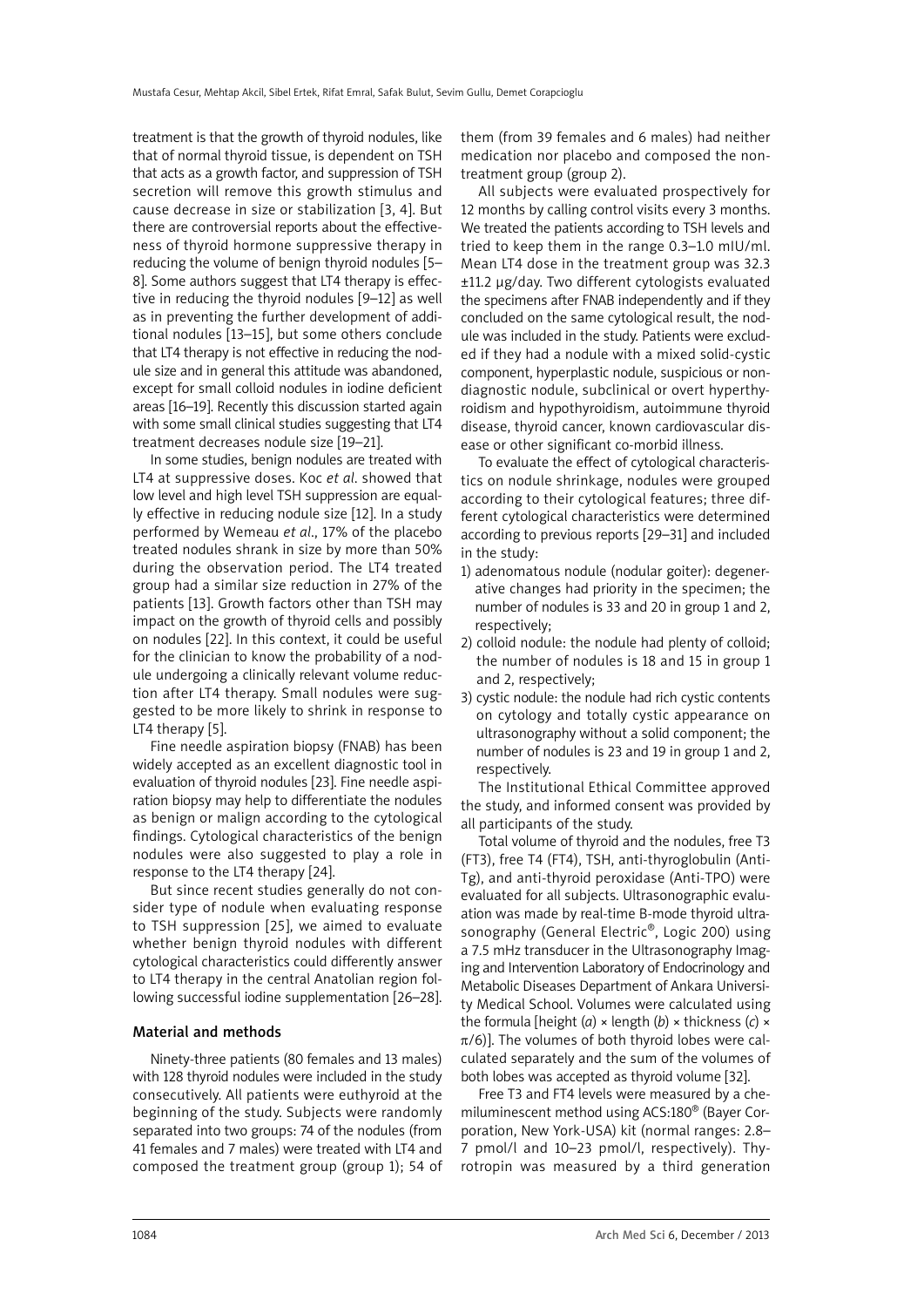treatment is that the growth of thyroid nodules, like that of normal thyroid tissue, is dependent on TSH that acts as a growth factor, and suppression of TSH secretion will remove this growth stimulus and cause decrease in size or stabilization [3, 4]. But there are controversial reports about the effectiveness of thyroid hormone suppressive therapy in reducing the volume of benign thyroid nodules [5–8]. Some authors suggest that LT4 therapy is effective in reducing the thyroid nodules [9–12] as well as in preventing the further development of additional nodules [13–15], but some others conclude that LT4 therapy is not effective in reducing the nodule size and in general this attitude was abandoned, except for small colloid nodules in iodine deficient areas [16–19]. Recently this discussion started again with some small clinical studies suggesting that LT4 treatment decreases nodule size [19–21].

In some studies, benign nodules are treated with LT4 at suppressive doses. Koc *et al*. showed that low level and high level TSH suppression are equally effective in reducing nodule size [12]. In a study performed by Wemeau *et al*., 17% of the placebo treated nodules shrank in size by more than 50% during the observation period. The LT4 treated group had a similar size reduction in 27% of the patients [13]. Growth factors other than TSH may impact on the growth of thyroid cells and possibly on nodules [22]. In this context, it could be useful for the clinician to know the probability of a nodule undergoing a clinically relevant volume reduction after LT4 therapy. Small nodules were suggested to be more likely to shrink in response to LT4 therapy [5].

Fine needle aspiration biopsy (FNAB) has been widely accepted as an excellent diagnostic tool in evaluation of thyroid nodules [23]. Fine needle aspiration biopsy may help to differentiate the nodules as benign or malign according to the cytological findings. Cytological characteristics of the benign nodules were also suggested to play a role in response to the LT4 therapy [24].

But since recent studies generally do not consider type of nodule when evaluating response to TSH suppression [25], we aimed to evaluate whether benign thyroid nodules with different cytological characteristics could differently answer to LT4 therapy in the central Anatolian region following successful iodine supplementation [26–28].

## Material and methods

Ninety-three patients (80 females and 13 males) with 128 thyroid nodules were included in the study consecutively. All patients were euthyroid at the beginning of the study. Subjects were randomly separated into two groups: 74 of the nodules (from 41 females and 7 males) were treated with LT4 and composed the treatment group (group 1); 54 of them (from 39 females and 6 males) had neither medication nor placebo and composed the non-treatment group (group 2).

All subjects were evaluated prospectively for 12 months by calling control visits every 3 months. We treated the patients according to TSH levels and tried to keep them in the range 0.3–1.0 mIU/ml. Mean LT4 dose in the treatment group was 32.3 ±11.2 µg/day. Two different cytologists evaluated the specimens after FNAB independently and if they concluded on the same cytological result, the nodule was included in the study. Patients were excluded if they had a nodule with a mixed solid-cystic component, hyperplastic nodule, suspicious or non-diagnostic nodule, subclinical or overt hyperthyroidism and hypothyroidism, autoimmune thyroid disease, thyroid cancer, known cardiovascular disease or other significant co-morbid illness.

To evaluate the effect of cytological characteristics on nodule shrinkage, nodules were grouped according to their cytological features; three different cytological characteristics were determined according to previous reports [29–31] and included in the study:

1) adenomatous nodule (nodular goiter): degenerative changes had priority in the specimen; the number of nodules is 33 and 20 in group 1 and 2, respectively;
2) colloid nodule: the nodule had plenty of colloid; the number of nodules is 18 and 15 in group 1 and 2, respectively;
3) cystic nodule: the nodule had rich cystic contents on cytology and totally cystic appearance on ultrasonography without a solid component; the number of nodules is 23 and 19 in group 1 and 2, respectively.

The Institutional Ethical Committee approved the study, and informed consent was provided by all participants of the study.

Total volume of thyroid and the nodules, free T3 (FT3), free T4 (FT4), TSH, anti-thyroglobulin (Anti-Tg), and anti-thyroid peroxidase (Anti-TPO) were evaluated for all subjects. Ultrasonographic evaluation was made by real-time B-mode thyroid ultrasonography (General Electric®, Logic 200) using a 7.5 mHz transducer in the Ultrasonography Imaging and Intervention Laboratory of Endocrinology and Metabolic Diseases Department of Ankara University Medical School. Volumes were calculated using the formula [height ($a$) × length ($b$) × thickness ($c$) × $\pi/6$)]. The volumes of both thyroid lobes were calculated separately and the sum of the volumes of both lobes was accepted as thyroid volume [32].

Free T3 and FT4 levels were measured by a chemiluminescent method using ACS:180® (Bayer Corporation, New York-USA) kit (normal ranges: 2.8–7 pmol/l and 10–23 pmol/l, respectively). Thyrotropin was measured by a third generation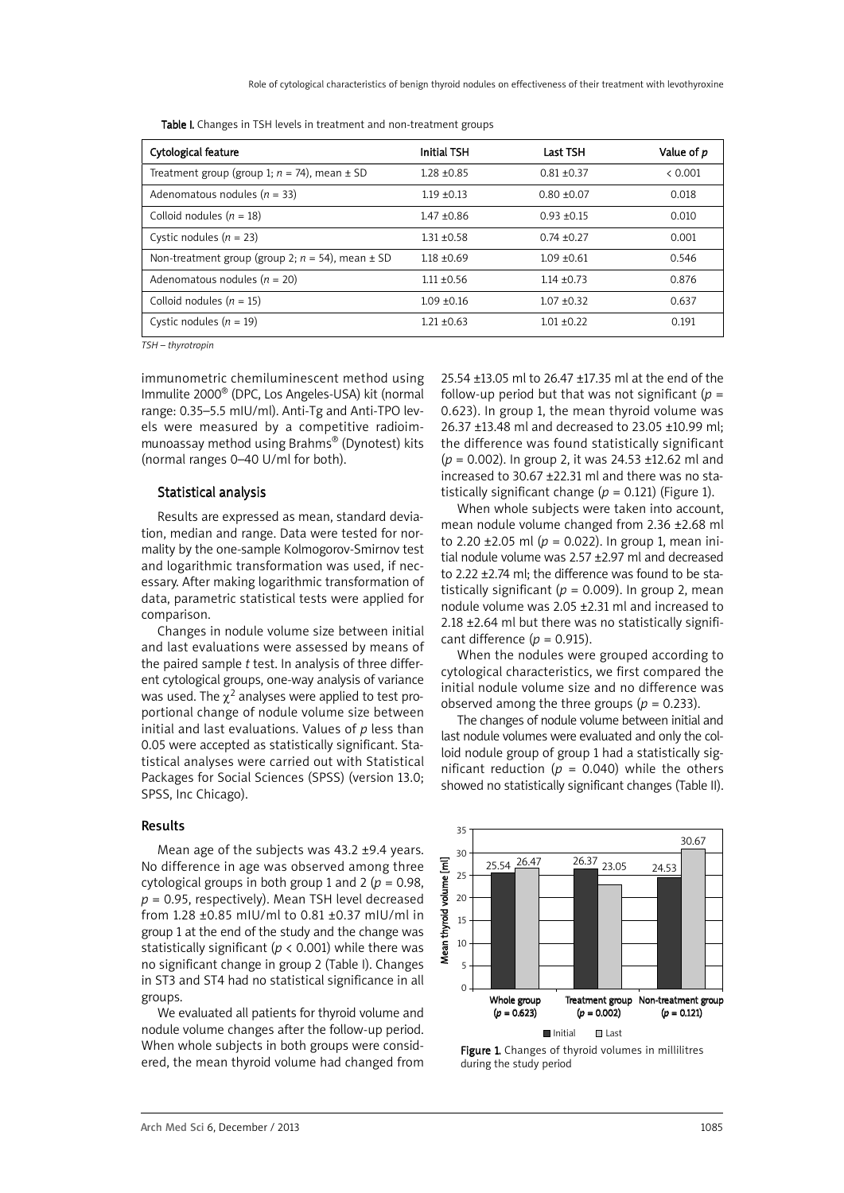Table I. Changes in TSH levels in treatment and non-treatment groups

| Cytological feature | Initial TSH | Last TSH | Value of $p$ |
|---|---|---|---|
| Treatment group (group 1; $n$ = 74), mean ± SD | 1.28 ±0.85 | 0.81 ±0.37 | < 0.001 |
| Adenomatous nodules ($n$ = 33) | 1.19 ±0.13 | 0.80 ±0.07 | 0.018 |
| Colloid nodules ($n$ = 18) | 1.47 ±0.86 | 0.93 ±0.15 | 0.010 |
| Cystic nodules ($n$ = 23) | 1.31 ±0.58 | 0.74 ±0.27 | 0.001 |
| Non-treatment group (group 2; $n$ = 54), mean ± SD | 1.18 ±0.69 | 1.09 ±0.61 | 0.546 |
| Adenomatous nodules ($n$ = 20) | 1.11 ±0.56 | 1.14 ±0.73 | 0.876 |
| Colloid nodules ($n$ = 15) | 1.09 ±0.16 | 1.07 ±0.32 | 0.637 |
| Cystic nodules ($n$ = 19) | 1.21 ±0.63 | 1.01 ±0.22 | 0.191 |

*TSH – thyrotropin*

immunometric chemiluminescent method using Immulite 2000® (DPC, Los Angeles-USA) kit (normal range: 0.35–5.5 mIU/ml). Anti-Tg and Anti-TPO levels were measured by a competitive radioimmunoassay method using Brahms® (Dynotest) kits (normal ranges 0–40 U/ml for both).

## Statistical analysis

Results are expressed as mean, standard deviation, median and range. Data were tested for normality by the one-sample Kolmogorov-Smirnov test and logarithmic transformation was used, if necessary. After making logarithmic transformation of data, parametric statistical tests were applied for comparison.

Changes in nodule volume size between initial and last evaluations were assessed by means of the paired sample *t* test. In analysis of three different cytological groups, one-way analysis of variance was used. The $\chi^2$ analyses were applied to test proportional change of nodule volume size between initial and last evaluations. Values of $p$ less than 0.05 were accepted as statistically significant. Statistical analyses were carried out with Statistical Packages for Social Sciences (SPSS) (version 13.0; SPSS, Inc Chicago).

## Results

Mean age of the subjects was 43.2 ±9.4 years. No difference in age was observed among three cytological groups in both group 1 and 2 ($p$ = 0.98, $p$ = 0.95, respectively). Mean TSH level decreased from 1.28 ±0.85 mIU/ml to 0.81 ±0.37 mIU/ml in group 1 at the end of the study and the change was statistically significant ($p$ < 0.001) while there was no significant change in group 2 (Table I). Changes in ST3 and ST4 had no statistical significance in all groups.

We evaluated all patients for thyroid volume and nodule volume changes after the follow-up period. When whole subjects in both groups were considered, the mean thyroid volume had changed from 25.54 ±13.05 ml to 26.47 ±17.35 ml at the end of the follow-up period but that was not significant ($p$ = 0.623). In group 1, the mean thyroid volume was 26.37 ±13.48 ml and decreased to 23.05 ±10.99 ml; the difference was found statistically significant ($p$ = 0.002). In group 2, it was 24.53 ±12.62 ml and increased to 30.67 ±22.31 ml and there was no statistically significant change ($p$ = 0.121) (Figure 1).

When whole subjects were taken into account, mean nodule volume changed from 2.36 ±2.68 ml to 2.20 ±2.05 ml ($p$ = 0.022). In group 1, mean initial nodule volume was 2.57 ±2.97 ml and decreased to 2.22 ±2.74 ml; the difference was found to be statistically significant ($p$ = 0.009). In group 2, mean nodule volume was 2.05 ±2.31 ml and increased to 2.18 ±2.64 ml but there was no statistically significant difference ($p$ = 0.915).

When the nodules were grouped according to cytological characteristics, we first compared the initial nodule volume size and no difference was observed among the three groups ($p$ = 0.233).

The changes of nodule volume between initial and last nodule volumes were evaluated and only the colloid nodule group of group 1 had a statistically significant reduction ($p$ = 0.040) while the others showed no statistically significant changes (Table II).

Figure 1. Changes of thyroid volumes in millilitres during the study period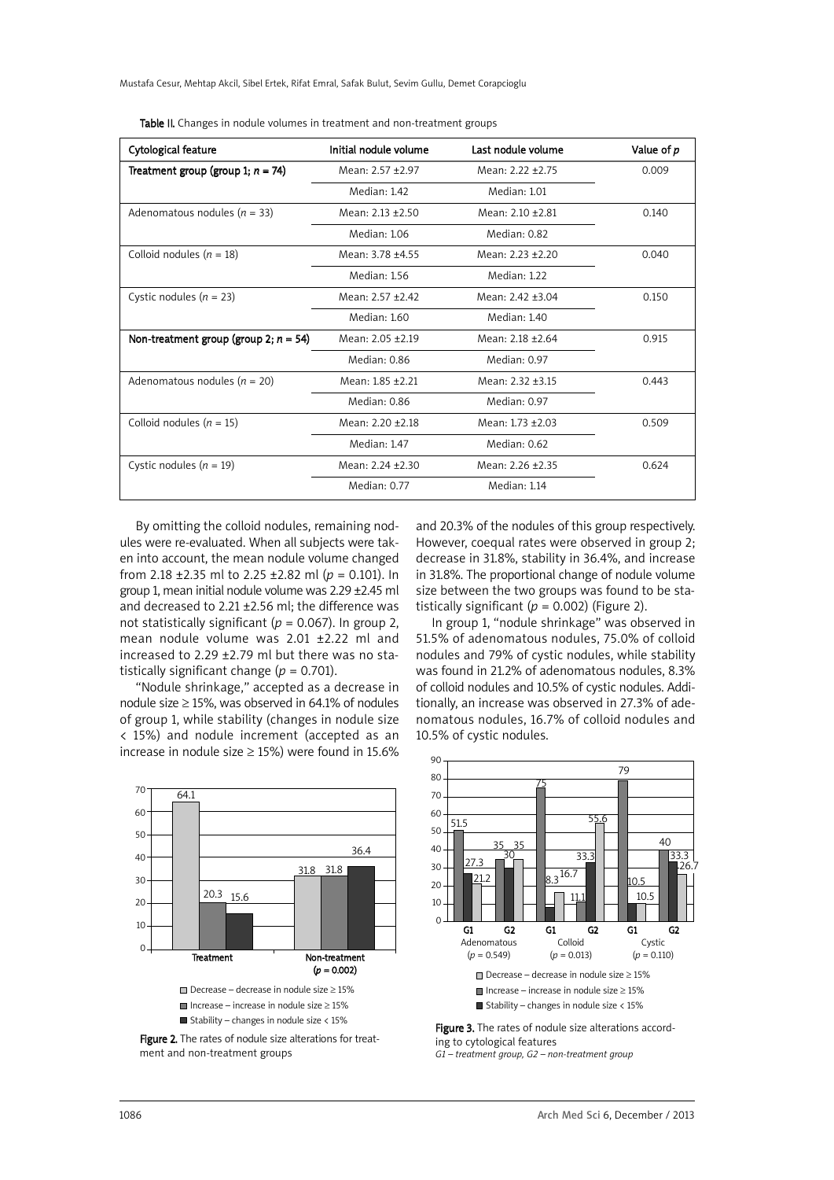Table II. Changes in nodule volumes in treatment and non-treatment groups

| Cytological feature | Initial nodule volume | Last nodule volume | Value of *p* |
|---|---|---|---|
| **Treatment group (group 1; *n* = 74)** | Mean: 2.57 ±2.97 | Mean: 2.22 ±2.75 | 0.009 |
| | Median: 1.42 | Median: 1.01 | |
| Adenomatous nodules (*n* = 33) | Mean: 2.13 ±2.50 | Mean: 2.10 ±2.81 | 0.140 |
| | Median: 1.06 | Median: 0.82 | |
| Colloid nodules (*n* = 18) | Mean: 3.78 ±4.55 | Mean: 2.23 ±2.20 | 0.040 |
| | Median: 1.56 | Median: 1.22 | |
| Cystic nodules (*n* = 23) | Mean: 2.57 ±2.42 | Mean: 2.42 ±3.04 | 0.150 |
| | Median: 1.60 | Median: 1.40 | |
| **Non-treatment group (group 2; *n* = 54)** | Mean: 2.05 ±2.19 | Mean: 2.18 ±2.64 | 0.915 |
| | Median: 0.86 | Median: 0.97 | |
| Adenomatous nodules (*n* = 20) | Mean: 1.85 ±2.21 | Mean: 2.32 ±3.15 | 0.443 |
| | Median: 0.86 | Median: 0.97 | |
| Colloid nodules (*n* = 15) | Mean: 2.20 ±2.18 | Mean: 1.73 ±2.03 | 0.509 |
| | Median: 1.47 | Median: 0.62 | |
| Cystic nodules (*n* = 19) | Mean: 2.24 ±2.30 | Mean: 2.26 ±2.35 | 0.624 |
| | Median: 0.77 | Median: 1.14 | |

By omitting the colloid nodules, remaining nodules were re-evaluated. When all subjects were taken into account, the mean nodule volume changed from 2.18 ±2.35 ml to 2.25 ±2.82 ml ($p = 0.101$). In group 1, mean initial nodule volume was 2.29 ±2.45 ml and decreased to 2.21 ±2.56 ml; the difference was not statistically significant ($p = 0.067$). In group 2, mean nodule volume was 2.01 ±2.22 ml and increased to 2.29 ±2.79 ml but there was no statistically significant change ($p = 0.701$).

"Nodule shrinkage," accepted as a decrease in nodule size ≥ 15%, was observed in 64.1% of nodules of group 1, while stability (changes in nodule size < 15%) and nodule increment (accepted as an increase in nodule size ≥ 15%) were found in 15.6% and 20.3% of the nodules of this group respectively. However, coequal rates were observed in group 2; decrease in 31.8%, stability in 36.4%, and increase in 31.8%. The proportional change of nodule volume size between the two groups was found to be statistically significant ($p = 0.002$) (Figure 2).

In group 1, "nodule shrinkage" was observed in 51.5% of adenomatous nodules, 75.0% of colloid nodules and 79% of cystic nodules, while stability was found in 21.2% of adenomatous nodules, 8.3% of colloid nodules and 10.5% of cystic nodules. Additionally, an increase was observed in 27.3% of adenomatous nodules, 16.7% of colloid nodules and 10.5% of cystic nodules.

Figure 2. The rates of nodule size alterations for treatment and non-treatment groups

Figure 3. The rates of nodule size alterations according to cytological features
*G1 – treatment group, G2 – non-treatment group*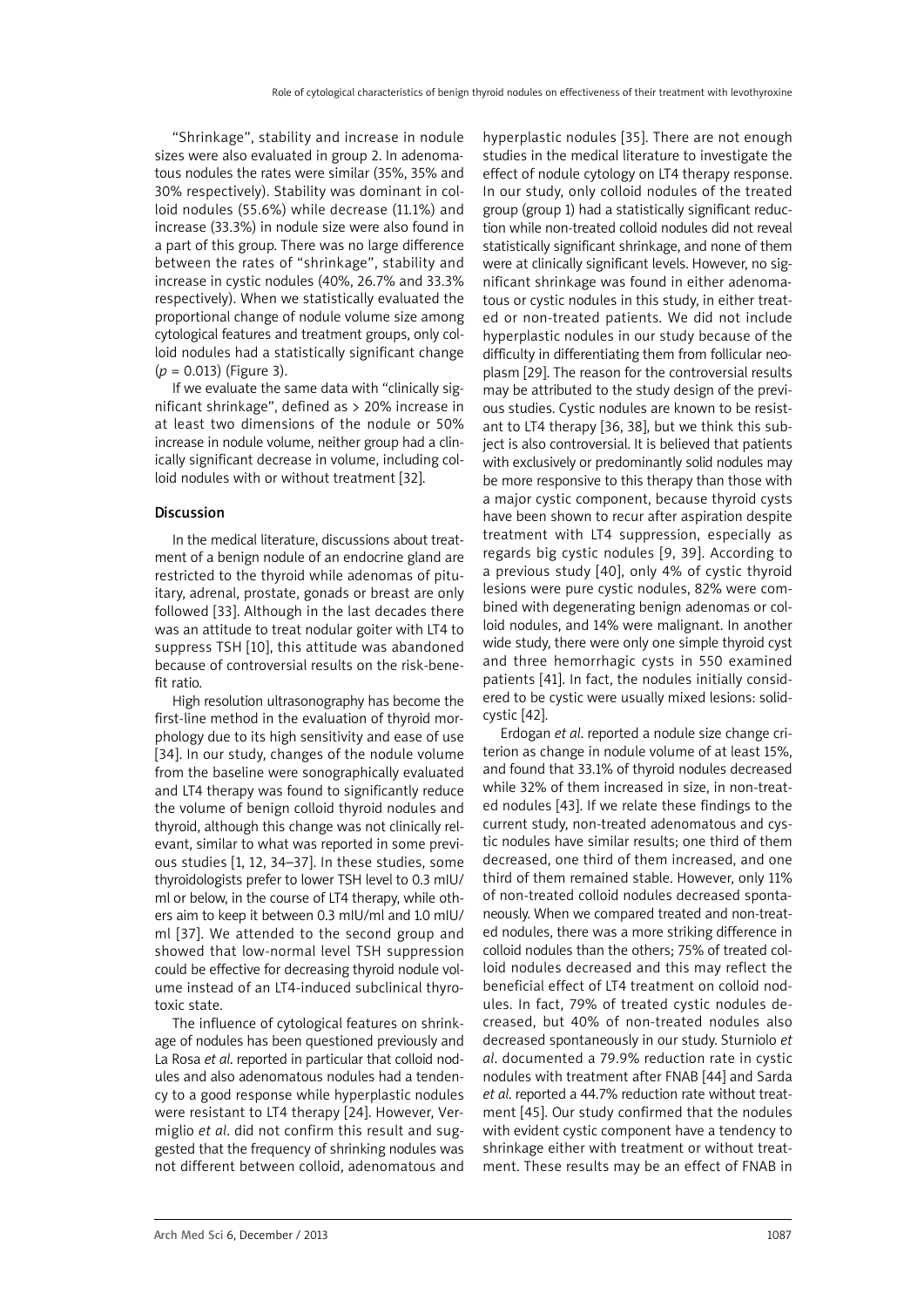"Shrinkage", stability and increase in nodule sizes were also evaluated in group 2. In adenomatous nodules the rates were similar (35%, 35% and 30% respectively). Stability was dominant in colloid nodules (55.6%) while decrease (11.1%) and increase (33.3%) in nodule size were also found in a part of this group. There was no large difference between the rates of "shrinkage", stability and increase in cystic nodules (40%, 26.7% and 33.3% respectively). When we statistically evaluated the proportional change of nodule volume size among cytological features and treatment groups, only colloid nodules had a statistically significant change ($p = 0.013$) (Figure 3).

If we evaluate the same data with "clinically significant shrinkage", defined as > 20% increase in at least two dimensions of the nodule or 50% increase in nodule volume, neither group had a clinically significant decrease in volume, including colloid nodules with or without treatment [32].

## Discussion

In the medical literature, discussions about treatment of a benign nodule of an endocrine gland are restricted to the thyroid while adenomas of pituitary, adrenal, prostate, gonads or breast are only followed [33]. Although in the last decades there was an attitude to treat nodular goiter with LT4 to suppress TSH [10], this attitude was abandoned because of controversial results on the risk-benefit ratio.

High resolution ultrasonography has become the first-line method in the evaluation of thyroid morphology due to its high sensitivity and ease of use [34]. In our study, changes of the nodule volume from the baseline were sonographically evaluated and LT4 therapy was found to significantly reduce the volume of benign colloid thyroid nodules and thyroid, although this change was not clinically relevant, similar to what was reported in some previous studies [1, 12, 34–37]. In these studies, some thyroidologists prefer to lower TSH level to 0.3 mIU/ml or below, in the course of LT4 therapy, while others aim to keep it between 0.3 mIU/ml and 1.0 mIU/ml [37]. We attended to the second group and showed that low-normal level TSH suppression could be effective for decreasing thyroid nodule volume instead of an LT4-induced subclinical thyrotoxic state.

The influence of cytological features on shrinkage of nodules has been questioned previously and La Rosa *et al.* reported in particular that colloid nodules and also adenomatous nodules had a tendency to a good response while hyperplastic nodules were resistant to LT4 therapy [24]. However, Vermiglio *et al.* did not confirm this result and suggested that the frequency of shrinking nodules was not different between colloid, adenomatous and hyperplastic nodules [35]. There are not enough studies in the medical literature to investigate the effect of nodule cytology on LT4 therapy response. In our study, only colloid nodules of the treated group (group 1) had a statistically significant reduction while non-treated colloid nodules did not reveal statistically significant shrinkage, and none of them were at clinically significant levels. However, no significant shrinkage was found in either adenomatous or cystic nodules in this study, in either treated or non-treated patients. We did not include hyperplastic nodules in our study because of the difficulty in differentiating them from follicular neoplasm [29]. The reason for the controversial results may be attributed to the study design of the previous studies. Cystic nodules are known to be resistant to LT4 therapy [36, 38], but we think this subject is also controversial. It is believed that patients with exclusively or predominantly solid nodules may be more responsive to this therapy than those with a major cystic component, because thyroid cysts have been shown to recur after aspiration despite treatment with LT4 suppression, especially as regards big cystic nodules [9, 39]. According to a previous study [40], only 4% of cystic thyroid lesions were pure cystic nodules, 82% were combined with degenerating benign adenomas or colloid nodules, and 14% were malignant. In another wide study, there were only one simple thyroid cyst and three hemorrhagic cysts in 550 examined patients [41]. In fact, the nodules initially considered to be cystic were usually mixed lesions: solid-cystic [42].

Erdogan *et al.* reported a nodule size change criterion as change in nodule volume of at least 15%, and found that 33.1% of thyroid nodules decreased while 32% of them increased in size, in non-treated nodules [43]. If we relate these findings to the current study, non-treated adenomatous and cystic nodules have similar results; one third of them decreased, one third of them increased, and one third of them remained stable. However, only 11% of non-treated colloid nodules decreased spontaneously. When we compared treated and non-treated nodules, there was a more striking difference in colloid nodules than the others; 75% of treated colloid nodules decreased and this may reflect the beneficial effect of LT4 treatment on colloid nodules. In fact, 79% of treated cystic nodules decreased, but 40% of non-treated nodules also decreased spontaneously in our study. Sturniolo *et al.* documented a 79.9% reduction rate in cystic nodules with treatment after FNAB [44] and Sarda *et al.* reported a 44.7% reduction rate without treatment [45]. Our study confirmed that the nodules with evident cystic component have a tendency to shrinkage either with treatment or without treatment. These results may be an effect of FNAB in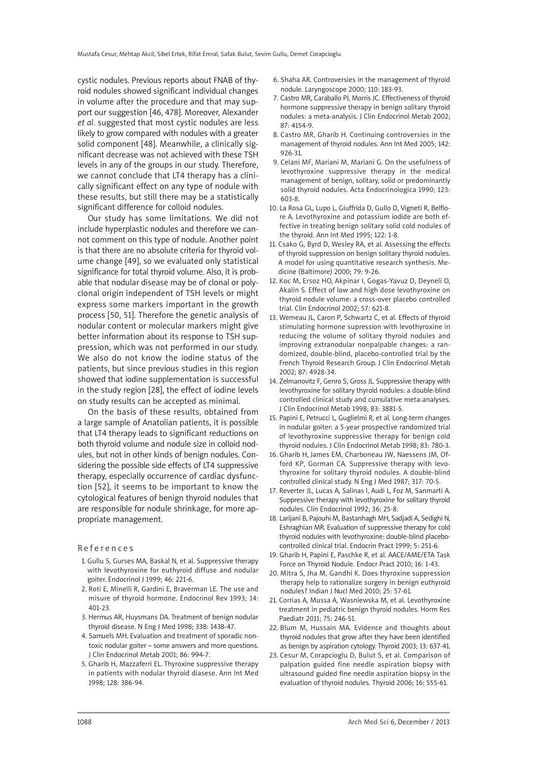cystic nodules. Previous reports about FNAB of thyroid nodules showed significant individual changes in volume after the procedure and that may support our suggestion [46, 478]. Moreover, Alexander *et al*. suggested that most cystic nodules are less likely to grow compared with nodules with a greater solid component [48]. Meanwhile, a clinically significant decrease was not achieved with these TSH levels in any of the groups in our study. Therefore, we cannot conclude that LT4 therapy has a clinically significant effect on any type of nodule with these results, but still there may be a statistically significant difference for colloid nodules.

Our study has some limitations. We did not include hyperplastic nodules and therefore we cannot comment on this type of nodule. Another point is that there are no absolute criteria for thyroid volume change [49], so we evaluated only statistical significance for total thyroid volume. Also, it is probable that nodular disease may be of clonal or polyclonal origin independent of TSH levels or might express some markers important in the growth process [50, 51]. Therefore the genetic analysis of nodular content or molecular markers might give better information about its response to TSH suppression, which was not performed in our study. We also do not know the iodine status of the patients, but since previous studies in this region showed that iodine supplementation is successful in the study region [28], the effect of iodine levels on study results can be accepted as minimal.

On the basis of these results, obtained from a large sample of Anatolian patients, it is possible that LT4 therapy leads to significant reductions on both thyroid volume and nodule size in colloid nodules, but not in other kinds of benign nodules. Considering the possible side effects of LT4 suppressive therapy, especially occurrence of cardiac dysfunction [52], it seems to be important to know the cytological features of benign thyroid nodules that are responsible for nodule shrinkage, for more appropriate management.

## References

1. Gullu S, Gurses MA, Baskal N, et al. Suppressive therapy with levothyroxine for euthyroid diffuse and nodular goiter. Endocrinol J 1999; 46: 221-6.
2. Roti E, Minelli R, Gardini E, Braverman LE. The use and misure of thyroid hormone. Endocrinol Rev 1993; 14: 401-23.
3. Hermus AR, Huysmans DA. Treatment of benign nodular thyroid disease. N Eng J Med 1998; 338: 1438-47.
4. Samuels MH. Evaluation and treatment of sporadic nontoxic nodular goiter – some answers and more questions. J Clin Endocrinol Metab 2001; 86: 994-7.
5. Gharib H, Mazzaferri EL. Thyroxine suppressive therapy in patients with nodular thyroid diasese. Ann Int Med 1998; 128: 386-94.
6. Shaha AR. Controversies in the management of thyroid nodule. Laryngoscope 2000; 110: 183-93.
7. Castro MR, Caraballo PJ, Morris JC. Effectiveness of thyroid hormone suppressive therapy in benign solitary thyroid nodules: a meta-analysis. J Clin Endocrinol Metab 2002; 87: 4154-9.
8. Castro MR, Gharib H. Continuing controversies in the management of thyroid nodules. Ann Int Med 2005; 142: 926-31.
9. Celani MF, Mariani M, Mariani G. On the usefulness of levothyroxine suppressive therapy in the medical management of benign, solitary, solid or predominantly solid thyroid nodules. Acta Endocrinologica 1990; 123: 603-8.
10. La Rosa GL, Lupo L, Giuffrida D, Gullo D, Vigneti R, Belfiore A. Levothyroxine and potassium iodide are both effective in treating benign solitary solid cold nodules of the thyroid. Ann Int Med 1995; 122: 1-8.
11. Csako G, Byrd D, Wesley RA, et al. Assessing the effects of thyroid suppression on benign solitary thyroid nodules. A model for using quantitative research synthesis. Medicine (Baltimore) 2000; 79: 9-26.
12. Koc M, Ersoz HO, Akpinar I, Gogas-Yavuz D, Deyneli O, Akalin S. Effect of low and high dose levothyroxine on thyroid nodule volume: a cross-over placebo controlled trial. Clin Endocrinol 2002; 57: 621-8.
13. Wemeau JL, Caron P, Schwartz C, et al. Effects of thyroid stimulating hormone supression with levothyroxine in reducing the volume of solitary thyroid nodules and improving extranodular nonpalpable changes: a randomized, double-blind, placebo-controlled trial by the French Thyroid Research Group. J Clin Endocrinol Metab 2002; 87: 4928-34.
14. Zelmanovitz F, Genro S, Gross JL. Suppressive therapy with levothyroxine for solitary thyroid nodules: a double-blind controlled clinical study and cumulative meta-analyses. J Clin Endocrinol Metab 1998; 83: 3881-5.
15. Papini E, Petrucci L, Guglielmi R, et al. Long-term changes in nodular goiter: a 5-year prospective randomized trial of levothyroxine suppressive therapy for benign cold thyroid nodules. J Clin Endocrinol Metab 1998; 83: 780-3.
16. Gharib H, James EM, Charboneau JW, Naessens JM, Offord KP, Gorman CA. Suppressive therapy with levothyroxine for solitary thyroid nodules. A double-blind controlled clinical study. N Eng J Med 1987; 317: 70-5.
17. Reverter JL, Lucas A, Salinas I, Audi L, Foz M, Sanmarti A. Suppressive therapy with levothyroxine for solitary thyroid nodules. Clin Endocrinol 1992; 36: 25-8.
18. Larijani B, Pajouhi M, Bastanhagh MH, Sadjadi A, Sedighi N, Eshraghian MR. Evaluation of suppressive therapy for cold thyroid nodules with levothyroxine: double-blind placebo-controlled clinical trial. Endocrin Pract 1999; 5: 251-6.
19. Gharib H, Papini E, Paschke R, et al. AACE/AME/ETA Task Force on Thyroid Nodule. Endocr Pract 2010; 16: 1-43.
20. Mitra S, Jha M, Gandhi K. Does thyroxine suppression therapy help to rationalize surgery in benign euthyroid nodules? Indian J Nucl Med 2010; 25: 57-61.
21. Corrias A, Mussa A, Wasniewska M, et al. Levothyroxine treatment in pediatric benign thyroid nodules. Horm Res Paediatr 2011; 75: 246-51.
22. Blum M, Hussain MA. Evidence and thoughts about thyroid nodules that grow after they have been identified as benign by aspiration cytology. Thyroid 2003; 13: 637-41.
23. Cesur M, Corapcioglu D, Bulut S, et al. Comparison of palpation guided fine needle aspiration biopsy with ultrasound guided fine needle aspiration biopsy in the evaluation of thyroid nodules. Thyroid 2006; 16: 555-61.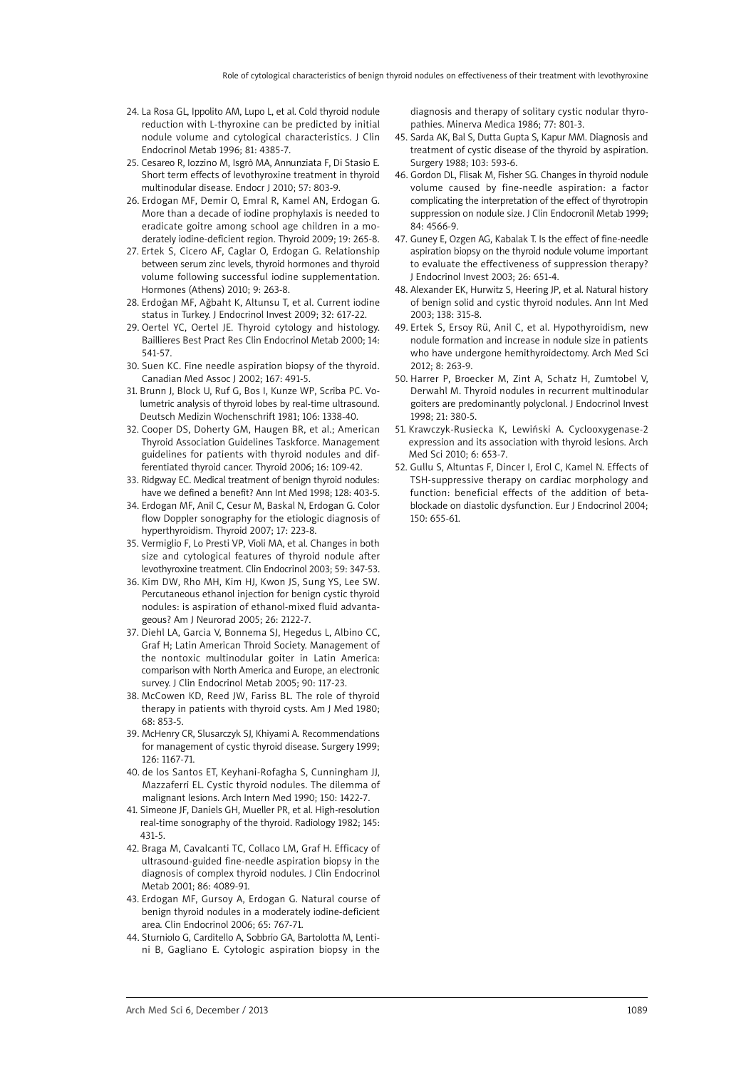24. La Rosa GL, Ippolito AM, Lupo L, et al. Cold thyroid nodule reduction with L-thyroxine can be predicted by initial nodule volume and cytological characteristics. J Clin Endocrinol Metab 1996; 81: 4385-7.
25. Cesareo R, Iozzino M, Isgrò MA, Annunziata F, Di Stasio E. Short term effects of levothyroxine treatment in thyroid multinodular disease. Endocr J 2010; 57: 803-9.
26. Erdogan MF, Demir O, Emral R, Kamel AN, Erdogan G. More than a decade of iodine prophylaxis is needed to eradicate goitre among school age children in a moderately iodine-deficient region. Thyroid 2009; 19: 265-8.
27. Ertek S, Cicero AF, Caglar O, Erdogan G. Relationship between serum zinc levels, thyroid hormones and thyroid volume following successful iodine supplementation. Hormones (Athens) 2010; 9: 263-8.
28. Erdoğan MF, Ağbaht K, Altunsu T, et al. Current iodine status in Turkey. J Endocrinol Invest 2009; 32: 617-22.
29. Oertel YC, Oertel JE. Thyroid cytology and histology. Baillieres Best Pract Res Clin Endocrinol Metab 2000; 14: 541-57.
30. Suen KC. Fine needle aspiration biopsy of the thyroid. Canadian Med Assoc J 2002; 167: 491-5.
31. Brunn J, Block U, Ruf G, Bos I, Kunze WP, Scriba PC. Volumetric analysis of thyroid lobes by real-time ultrasound. Deutsch Medizin Wochenschrift 1981; 106: 1338-40.
32. Cooper DS, Doherty GM, Haugen BR, et al.; American Thyroid Association Guidelines Taskforce. Management guidelines for patients with thyroid nodules and differentiated thyroid cancer. Thyroid 2006; 16: 109-42.
33. Ridgway EC. Medical treatment of benign thyroid nodules: have we defined a benefit? Ann Int Med 1998; 128: 403-5.
34. Erdogan MF, Anil C, Cesur M, Baskal N, Erdogan G. Color flow Doppler sonography for the etiologic diagnosis of hyperthyroidism. Thyroid 2007; 17: 223-8.
35. Vermiglio F, Lo Presti VP, Violi MA, et al. Changes in both size and cytological features of thyroid nodule after levothyroxine treatment. Clin Endocrinol 2003; 59: 347-53.
36. Kim DW, Rho MH, Kim HJ, Kwon JS, Sung YS, Lee SW. Percutaneous ethanol injection for benign cystic thyroid nodules: is aspiration of ethanol-mixed fluid advantageous? Am J Neurorad 2005; 26: 2122-7.
37. Diehl LA, Garcia V, Bonnema SJ, Hegedus L, Albino CC, Graf H; Latin American Throid Society. Management of the nontoxic multinodular goiter in Latin America: comparison with North America and Europe, an electronic survey. J Clin Endocrinol Metab 2005; 90: 117-23.
38. McCowen KD, Reed JW, Fariss BL. The role of thyroid therapy in patients with thyroid cysts. Am J Med 1980; 68: 853-5.
39. McHenry CR, Slusarczyk SJ, Khiyami A. Recommendations for management of cystic thyroid disease. Surgery 1999; 126: 1167-71.
40. de los Santos ET, Keyhani-Rofagha S, Cunningham JJ, Mazzaferri EL. Cystic thyroid nodules. The dilemma of malignant lesions. Arch Intern Med 1990; 150: 1422-7.
41. Simeone JF, Daniels GH, Mueller PR, et al. High-resolution real-time sonography of the thyroid. Radiology 1982; 145: 431-5.
42. Braga M, Cavalcanti TC, Collaco LM, Graf H. Efficacy of ultrasound-guided fine-needle aspiration biopsy in the diagnosis of complex thyroid nodules. J Clin Endocrinol Metab 2001; 86: 4089-91.
43. Erdogan MF, Gursoy A, Erdogan G. Natural course of benign thyroid nodules in a moderately iodine-deficient area. Clin Endocrinol 2006; 65: 767-71.
44. Sturniolo G, Carditello A, Sobbrio GA, Bartolotta M, Lentini B, Gagliano E. Cytologic aspiration biopsy in the diagnosis and therapy of solitary cystic nodular thyropathies. Minerva Medica 1986; 77: 801-3.
45. Sarda AK, Bal S, Dutta Gupta S, Kapur MM. Diagnosis and treatment of cystic disease of the thyroid by aspiration. Surgery 1988; 103: 593-6.
46. Gordon DL, Flisak M, Fisher SG. Changes in thyroid nodule volume caused by fine-needle aspiration: a factor complicating the interpretation of the effect of thyrotropin suppression on nodule size. J Clin Endocronil Metab 1999; 84: 4566-9.
47. Guney E, Ozgen AG, Kabalak T. Is the effect of fine-needle aspiration biopsy on the thyroid nodule volume important to evaluate the effectiveness of suppression therapy? J Endocrinol Invest 2003; 26: 651-4.
48. Alexander EK, Hurwitz S, Heering JP, et al. Natural history of benign solid and cystic thyroid nodules. Ann Int Med 2003; 138: 315-8.
49. Ertek S, Ersoy Rü, Anil C, et al. Hypothyroidism, new nodule formation and increase in nodule size in patients who have undergone hemithyroidectomy. Arch Med Sci 2012; 8: 263-9.
50. Harrer P, Broecker M, Zint A, Schatz H, Zumtobel V, Derwahl M. Thyroid nodules in recurrent multinodular goiters are predominantly polyclonal. J Endocrinol Invest 1998; 21: 380-5.
51. Krawczyk-Rusiecka K, Lewiński A. Cyclooxygenase-2 expression and its association with thyroid lesions. Arch Med Sci 2010; 6: 653-7.
52. Gullu S, Altuntas F, Dincer I, Erol C, Kamel N. Effects of TSH-suppressive therapy on cardiac morphology and function: beneficial effects of the addition of beta-blockade on diastolic dysfunction. Eur J Endocrinol 2004; 150: 655-61.